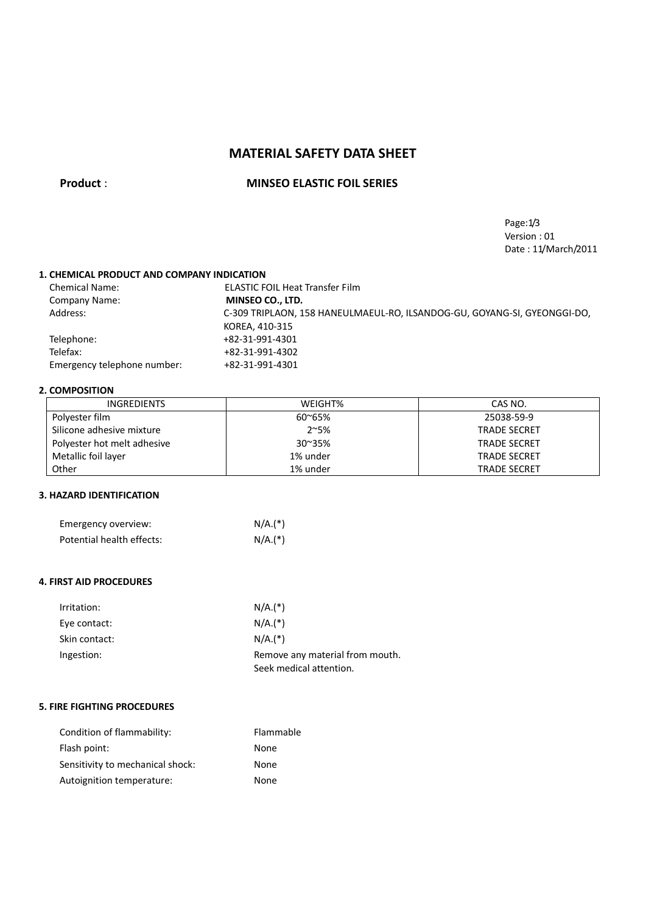# MATERIAL SAFETY DATA SHEET

**Product** : **MINSEO ELASTIC FOIL SERIES**

Version : 01
Date : 11/March/2011

### 1. CHEMICAL PRODUCT AND COMPANY INDICATION

| | |
|---|---|
| Chemical Name: | ELASTIC FOIL Heat Transfer Film |
| Company Name: | **MINSEO CO., LTD.** |
| Address: | C-309 TRIPLAON, 158 HANEULMAEUL-RO, ILSANDOG-GU, GOYANG-SI, GYEONGGI-DO, KOREA, 410-315 |
| Telephone: | +82-31-991-4301 |
| Telefax: | +82-31-991-4302 |
| Emergency telephone number: | +82-31-991-4301 |

### 2. COMPOSITION

| INGREDIENTS | WEIGHT% | CAS NO. |
|---|---|---|
| Polyester film | 60~65% | 25038-59-9 |
| Silicone adhesive mixture | 2~5% | TRADE SECRET |
| Polyester hot melt adhesive | 30~35% | TRADE SECRET |
| Metallic foil layer | 1% under | TRADE SECRET |
| Other | 1% under | TRADE SECRET |

### 3. HAZARD IDENTIFICATION

| | |
|---|---|
| Emergency overview: | N/A.(*) |
| Potential health effects: | N/A.(*) |

### 4. FIRST AID PROCEDURES

| | |
|---|---|
| Irritation: | N/A.(*) |
| Eye contact: | N/A.(*) |
| Skin contact: | N/A.(*) |
| Ingestion: | Remove any material from mouth. Seek medical attention. |

### 5. FIRE FIGHTING PROCEDURES

| | |
|---|---|
| Condition of flammability: | Flammable |
| Flash point: | None |
| Sensitivity to mechanical shock: | None |
| Autoignition temperature: | None |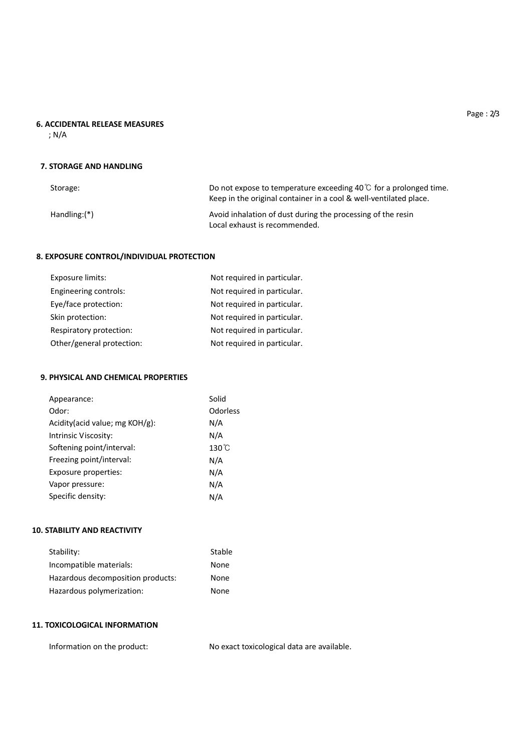## 6. ACCIDENTAL RELEASE MEASURES

; N/A

## 7. STORAGE AND HANDLING

| | |
|---|---|
| Storage: | Do not expose to temperature exceeding 40℃ for a prolonged time.<br>Keep in the original container in a cool & well-ventilated place. |
| Handling:(*) | Avoid inhalation of dust during the processing of the resin<br>Local exhaust is recommended. |

## 8. EXPOSURE CONTROL/INDIVIDUAL PROTECTION

| | |
|---|---|
| Exposure limits: | Not required in particular. |
| Engineering controls: | Not required in particular. |
| Eye/face protection: | Not required in particular. |
| Skin protection: | Not required in particular. |
| Respiratory protection: | Not required in particular. |
| Other/general protection: | Not required in particular. |

## 9. PHYSICAL AND CHEMICAL PROPERTIES

| | |
|---|---|
| Appearance: | Solid |
| Odor: | Odorless |
| Acidity(acid value; mg KOH/g): | N/A |
| Intrinsic Viscosity: | N/A |
| Softening point/interval: | 130℃ |
| Freezing point/interval: | N/A |
| Exposure properties: | N/A |
| Vapor pressure: | N/A |
| Specific density: | N/A |

## 10. STABILITY AND REACTIVITY

| | |
|---|---|
| Stability: | Stable |
| Incompatible materials: | None |
| Hazardous decomposition products: | None |
| Hazardous polymerization: | None |

## 11. TOXICOLOGICAL INFORMATION

| | |
|---|---|
| Information on the product: | No exact toxicological data are available. |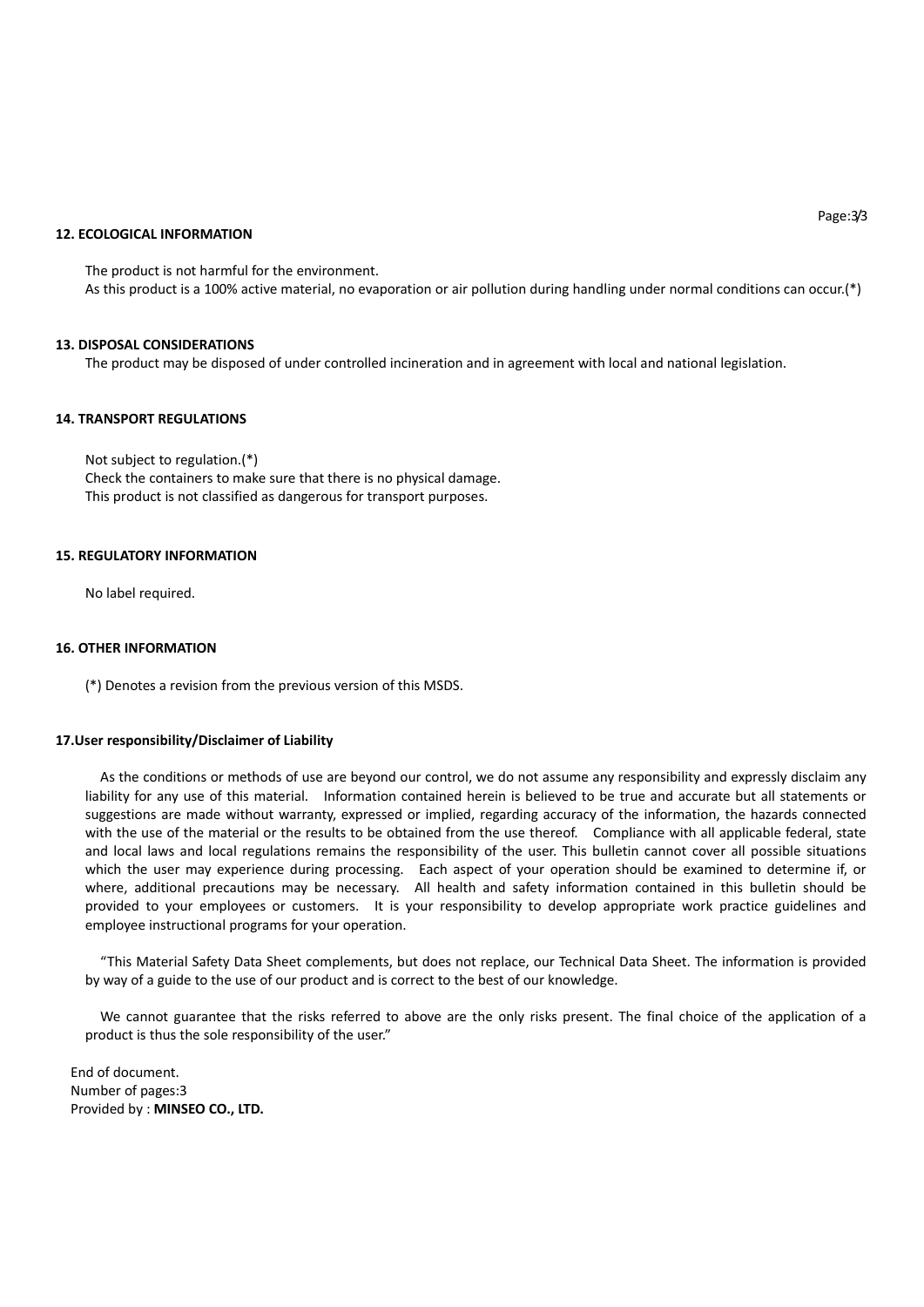## 12. ECOLOGICAL INFORMATION

The product is not harmful for the environment.
As this product is a 100% active material, no evaporation or air pollution during handling under normal conditions can occur.(*)

## 13. DISPOSAL CONSIDERATIONS

The product may be disposed of under controlled incineration and in agreement with local and national legislation.

## 14. TRANSPORT REGULATIONS

Not subject to regulation.(*)
Check the containers to make sure that there is no physical damage.
This product is not classified as dangerous for transport purposes.

## 15. REGULATORY INFORMATION

No label required.

## 16. OTHER INFORMATION

(*) Denotes a revision from the previous version of this MSDS.

## 17.User responsibility/Disclaimer of Liability

As the conditions or methods of use are beyond our control, we do not assume any responsibility and expressly disclaim any liability for any use of this material. Information contained herein is believed to be true and accurate but all statements or suggestions are made without warranty, expressed or implied, regarding accuracy of the information, the hazards connected with the use of the material or the results to be obtained from the use thereof. Compliance with all applicable federal, state and local laws and local regulations remains the responsibility of the user. This bulletin cannot cover all possible situations which the user may experience during processing. Each aspect of your operation should be examined to determine if, or where, additional precautions may be necessary. All health and safety information contained in this bulletin should be provided to your employees or customers. It is your responsibility to develop appropriate work practice guidelines and employee instructional programs for your operation.

"This Material Safety Data Sheet complements, but does not replace, our Technical Data Sheet. The information is provided by way of a guide to the use of our product and is correct to the best of our knowledge.

We cannot guarantee that the risks referred to above are the only risks present. The final choice of the application of a product is thus the sole responsibility of the user."

End of document.
Number of pages:3
Provided by : **MINSEO CO., LTD.**